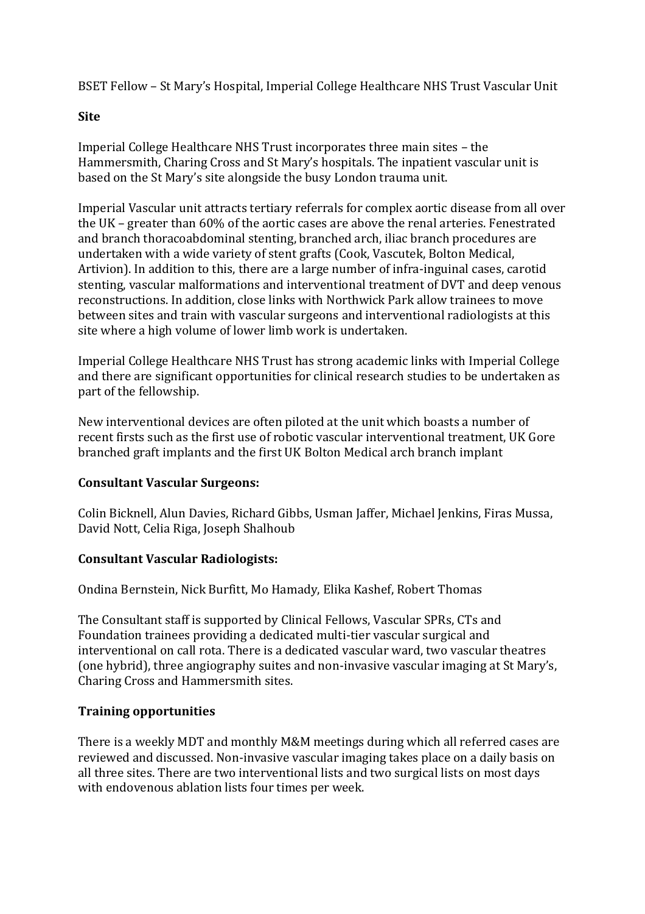BSET Fellow – St Mary's Hospital, Imperial College Healthcare NHS Trust Vascular Unit

**Site**

Imperial College Healthcare NHS Trust incorporates three main sites – the Hammersmith, Charing Cross and St Mary's hospitals. The inpatient vascular unit is based on the St Mary's site alongside the busy London trauma unit.

Imperial Vascular unit attracts tertiary referrals for complex aortic disease from all over the UK – greater than 60% of the aortic cases are above the renal arteries. Fenestrated and branch thoracoabdominal stenting, branched arch, iliac branch procedures are undertaken with a wide variety of stent grafts (Cook, Vascutek, Bolton Medical, Artivion). In addition to this, there are a large number of infra-inguinal cases, carotid stenting, vascular malformations and interventional treatment of DVT and deep venous reconstructions. In addition, close links with Northwick Park allow trainees to move between sites and train with vascular surgeons and interventional radiologists at this site where a high volume of lower limb work is undertaken.

Imperial College Healthcare NHS Trust has strong academic links with Imperial College and there are significant opportunities for clinical research studies to be undertaken as part of the fellowship.

New interventional devices are often piloted at the unit which boasts a number of recent firsts such as the first use of robotic vascular interventional treatment, UK Gore branched graft implants and the first UK Bolton Medical arch branch implant

**Consultant Vascular Surgeons:**

Colin Bicknell, Alun Davies, Richard Gibbs, Usman Jaffer, Michael Jenkins, Firas Mussa, David Nott, Celia Riga, Joseph Shalhoub

**Consultant Vascular Radiologists:**

Ondina Bernstein, Nick Burfitt, Mo Hamady, Elika Kashef, Robert Thomas

The Consultant staff is supported by Clinical Fellows, Vascular SPRs, CTs and Foundation trainees providing a dedicated multi-tier vascular surgical and interventional on call rota. There is a dedicated vascular ward, two vascular theatres (one hybrid), three angiography suites and non-invasive vascular imaging at St Mary's, Charing Cross and Hammersmith sites.

**Training opportunities**

There is a weekly MDT and monthly M&M meetings during which all referred cases are reviewed and discussed. Non-invasive vascular imaging takes place on a daily basis on all three sites. There are two interventional lists and two surgical lists on most days with endovenous ablation lists four times per week.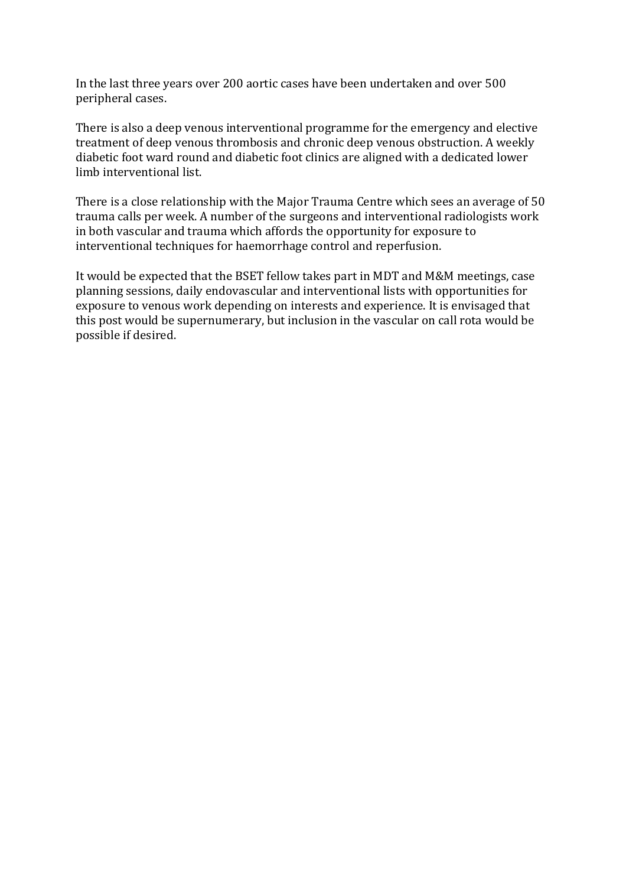In the last three years over 200 aortic cases have been undertaken and over 500 peripheral cases.

There is also a deep venous interventional programme for the emergency and elective treatment of deep venous thrombosis and chronic deep venous obstruction. A weekly diabetic foot ward round and diabetic foot clinics are aligned with a dedicated lower limb interventional list.

There is a close relationship with the Major Trauma Centre which sees an average of 50 trauma calls per week. A number of the surgeons and interventional radiologists work in both vascular and trauma which affords the opportunity for exposure to interventional techniques for haemorrhage control and reperfusion.

It would be expected that the BSET fellow takes part in MDT and M&M meetings, case planning sessions, daily endovascular and interventional lists with opportunities for exposure to venous work depending on interests and experience. It is envisaged that this post would be supernumerary, but inclusion in the vascular on call rota would be possible if desired.